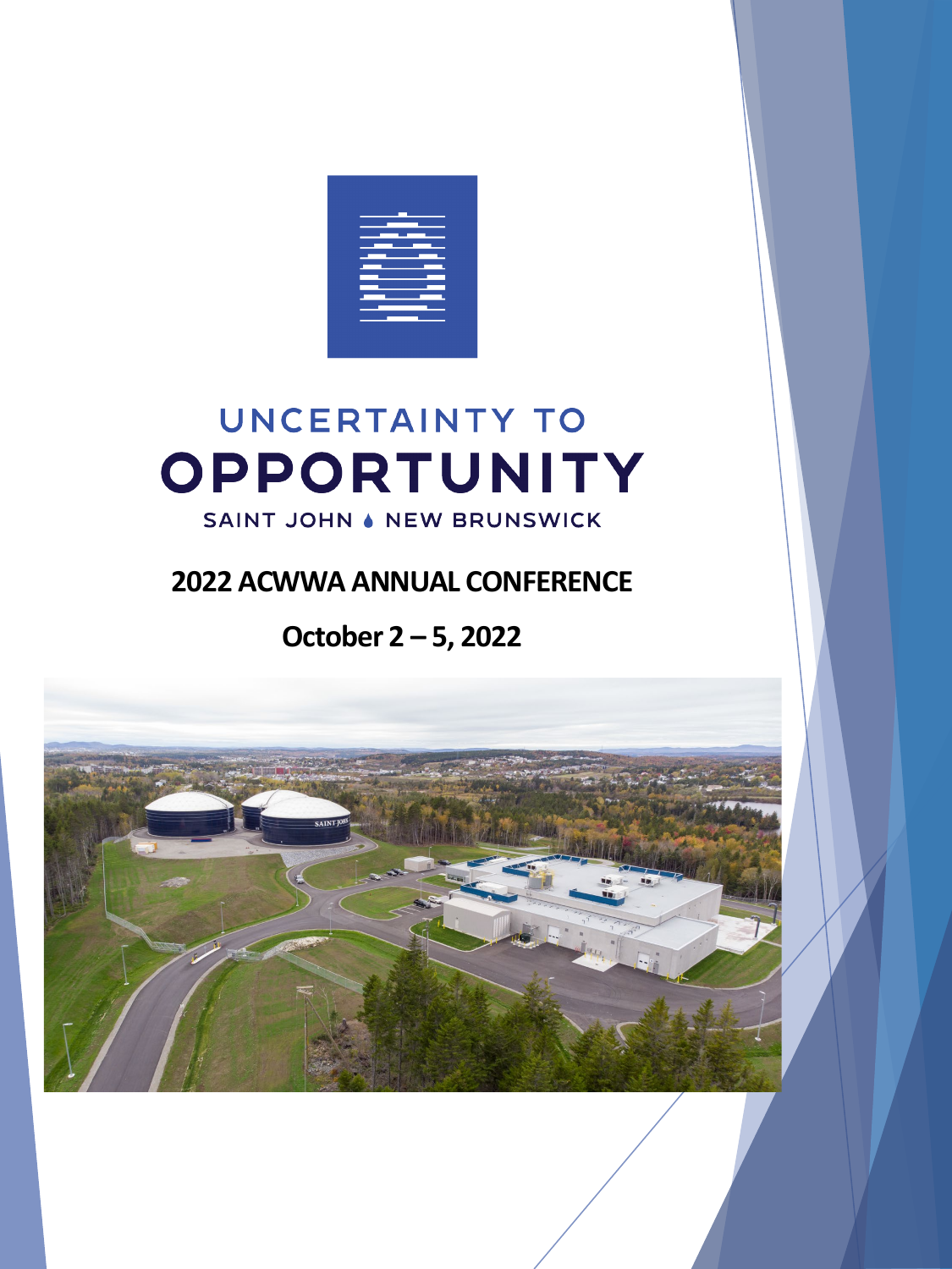UNCERTAINTY TO

# OPPORTUNITY

SAINT JOHN • NEW BRUNSWICK

## 2022 ACWWA ANNUAL CONFERENCE

## October 2 – 5, 2022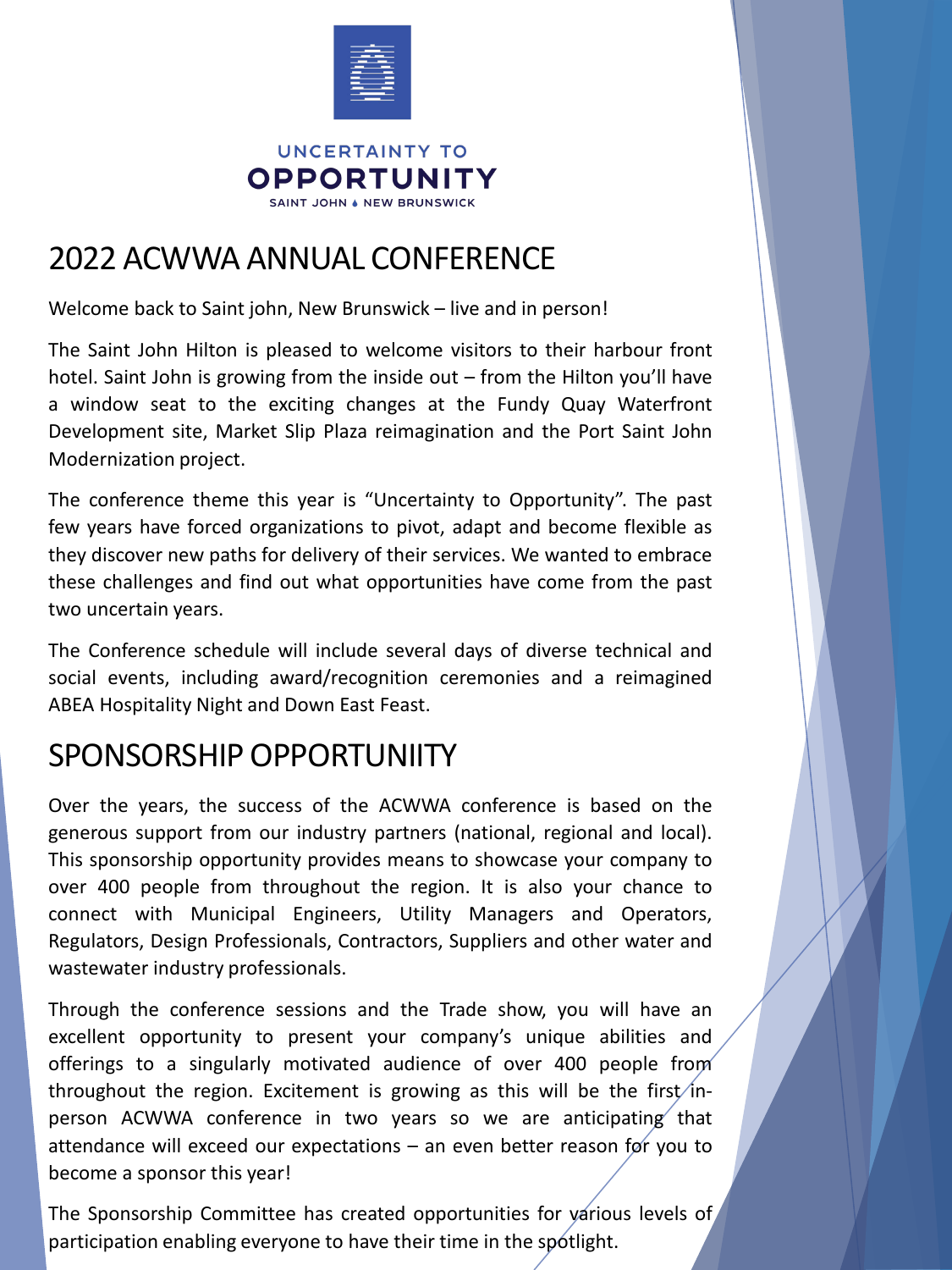UNCERTAINTY TO
**OPPORTUNITY**
SAINT JOHN • NEW BRUNSWICK

# 2022 ACWWA ANNUAL CONFERENCE

Welcome back to Saint john, New Brunswick – live and in person!

The Saint John Hilton is pleased to welcome visitors to their harbour front hotel. Saint John is growing from the inside out – from the Hilton you'll have a window seat to the exciting changes at the Fundy Quay Waterfront Development site, Market Slip Plaza reimagination and the Port Saint John Modernization project.

The conference theme this year is "Uncertainty to Opportunity". The past few years have forced organizations to pivot, adapt and become flexible as they discover new paths for delivery of their services. We wanted to embrace these challenges and find out what opportunities have come from the past two uncertain years.

The Conference schedule will include several days of diverse technical and social events, including award/recognition ceremonies and a reimagined ABEA Hospitality Night and Down East Feast.

# SPONSORSHIP OPPORTUNIITY

Over the years, the success of the ACWWA conference is based on the generous support from our industry partners (national, regional and local). This sponsorship opportunity provides means to showcase your company to over 400 people from throughout the region. It is also your chance to connect with Municipal Engineers, Utility Managers and Operators, Regulators, Design Professionals, Contractors, Suppliers and other water and wastewater industry professionals.

Through the conference sessions and the Trade show, you will have an excellent opportunity to present your company's unique abilities and offerings to a singularly motivated audience of over 400 people from throughout the region. Excitement is growing as this will be the first in-person ACWWA conference in two years so we are anticipating that attendance will exceed our expectations – an even better reason for you to become a sponsor this year!

The Sponsorship Committee has created opportunities for various levels of participation enabling everyone to have their time in the spotlight.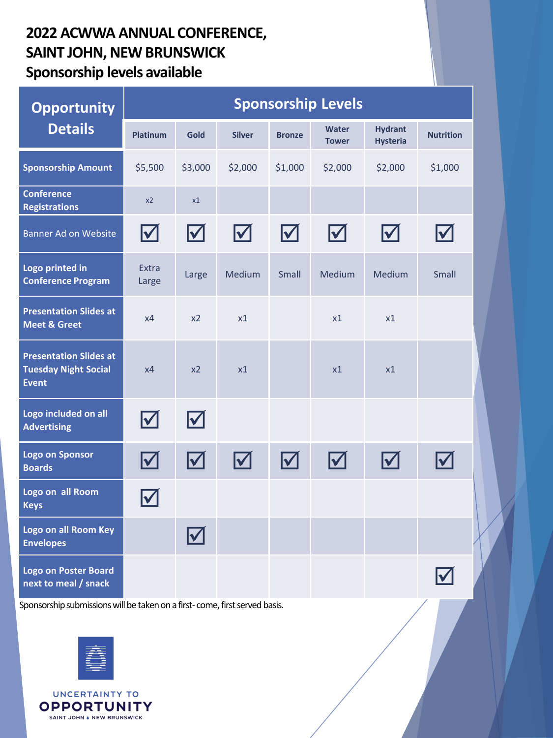## 2022 ACWWA ANNUAL CONFERENCE, SAINT JOHN, NEW BRUNSWICK

## Sponsorship levels available

| Opportunity Details | Sponsorship Levels | | | | | | |
|---|---|---|---|---|---|---|---|
| | Platinum | Gold | Silver | Bronze | Water Tower | Hydrant Hysteria | Nutrition |
| Sponsorship Amount | $5,500 | $3,000 | $2,000 | $1,000 | $2,000 | $2,000 | $1,000 |
| Conference Registrations | x2 | x1 | | | | | |
| Banner Ad on Website | ☑ | ☑ | ☑ | ☑ | ☑ | ☑ | ☑ |
| Logo printed in Conference Program | Extra Large | Large | Medium | Small | Medium | Medium | Small |
| Presentation Slides at Meet & Greet | x4 | x2 | x1 | | x1 | x1 | |
| Presentation Slides at Tuesday Night Social Event | x4 | x2 | x1 | | x1 | x1 | |
| Logo included on all Advertising | ☑ | ☑ | | | | | |
| Logo on Sponsor Boards | ☑ | ☑ | ☑ | ☑ | ☑ | ☑ | ☑ |
| Logo on all Room Keys | ☑ | | | | | | |
| Logo on all Room Key Envelopes | | ☑ | | | | | |
| Logo on Poster Board next to meal / snack | | | | | | | ☑ |

Sponsorship submissions will be taken on a first- come, first served basis.

UNCERTAINTY TO OPPORTUNITY

SAINT JOHN • NEW BRUNSWICK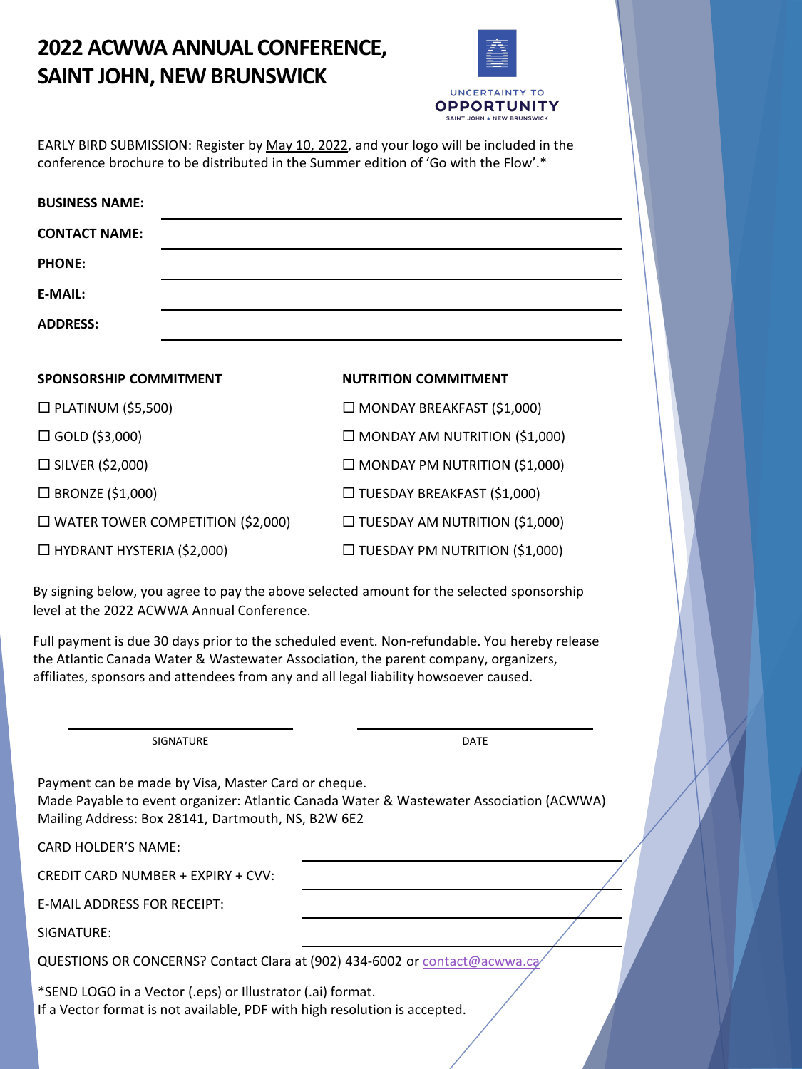# 2022 ACWWA ANNUAL CONFERENCE, SAINT JOHN, NEW BRUNSWICK

UNCERTAINTY TO OPPORTUNITY
SAINT JOHN • NEW BRUNSWICK

EARLY BIRD SUBMISSION: Register by May 10, 2022, and your logo will be included in the conference brochure to be distributed in the Summer edition of 'Go with the Flow'.*

**BUSINESS NAME:** ______________________

**CONTACT NAME:** ______________________

**PHONE:** ______________________

**E-MAIL:** ______________________

**ADDRESS:** ______________________

| SPONSORSHIP COMMITMENT | NUTRITION COMMITMENT |
|---|---|
| ☐ PLATINUM ($5,500) | ☐ MONDAY BREAKFAST ($1,000) |
| ☐ GOLD ($3,000) | ☐ MONDAY AM NUTRITION ($1,000) |
| ☐ SILVER ($2,000) | ☐ MONDAY PM NUTRITION ($1,000) |
| ☐ BRONZE ($1,000) | ☐ TUESDAY BREAKFAST ($1,000) |
| ☐ WATER TOWER COMPETITION ($2,000) | ☐ TUESDAY AM NUTRITION ($1,000) |
| ☐ HYDRANT HYSTERIA ($2,000) | ☐ TUESDAY PM NUTRITION ($1,000) |

By signing below, you agree to pay the above selected amount for the selected sponsorship level at the 2022 ACWWA Annual Conference.

Full payment is due 30 days prior to the scheduled event. Non-refundable. You hereby release the Atlantic Canada Water & Wastewater Association, the parent company, organizers, affiliates, sponsors and attendees from any and all legal liability howsoever caused.

______________________ SIGNATURE

______________________ DATE

Payment can be made by Visa, Master Card or cheque.
Made Payable to event organizer: Atlantic Canada Water & Wastewater Association (ACWWA)
Mailing Address: Box 28141, Dartmouth, NS, B2W 6E2

CARD HOLDER'S NAME: ______________________

CREDIT CARD NUMBER + EXPIRY + CVV: ______________________

E-MAIL ADDRESS FOR RECEIPT: ______________________

SIGNATURE: ______________________

QUESTIONS OR CONCERNS? Contact Clara at (902) 434-6002 or contact@acwwa.ca

*SEND LOGO in a Vector (.eps) or Illustrator (.ai) format.
If a Vector format is not available, PDF with high resolution is accepted.